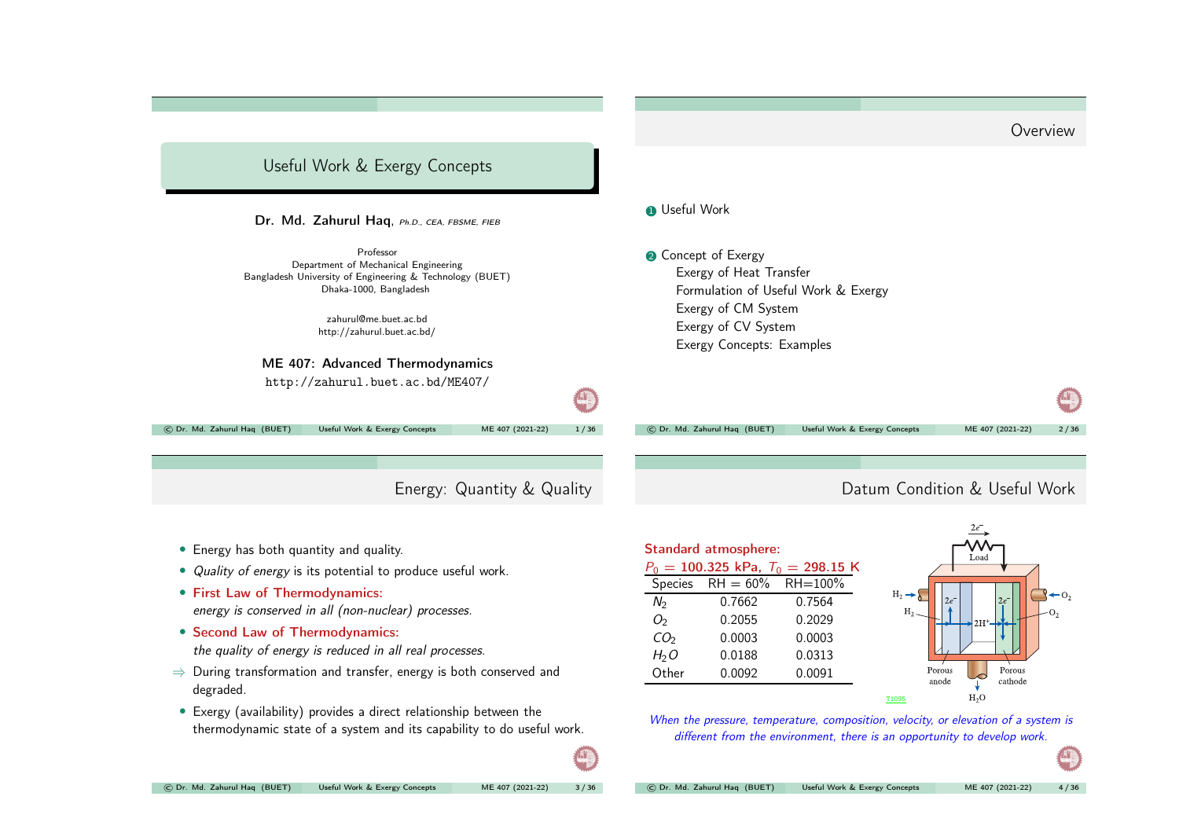# Useful Work & Exergy Concepts

**Dr. Md. Zahurul Haq**, *Ph.D., CEA, FBSME, FIEB*

Professor
Department of Mechanical Engineering
Bangladesh University of Engineering & Technology (BUET)
Dhaka-1000, Bangladesh

zahurul@me.buet.ac.bd
http://zahurul.buet.ac.bd/

**ME 407: Advanced Thermodynamics**

http://zahurul.buet.ac.bd/ME407/

## Overview

1. Useful Work
2. Concept of Exergy
   - Exergy of Heat Transfer
   - Formulation of Useful Work & Exergy
   - Exergy of CM System
   - Exergy of CV System
   - Exergy Concepts: Examples

## Energy: Quantity & Quality

- Energy has both quantity and quality.
- *Quality of energy* is its potential to produce useful work.
- **First Law of Thermodynamics:**
  *energy is conserved in all (non-nuclear) processes.*
- **Second Law of Thermodynamics:**
  *the quality of energy is reduced in all real processes.*

⇒ During transformation and transfer, energy is both conserved and degraded.

- Exergy (availability) provides a direct relationship between the thermodynamic state of a system and its capability to do useful work.

## Datum Condition & Useful Work

**Standard atmosphere:**
$P_0$ = 100.325 kPa, $T_0$ = 298.15 K

| Species | RH = 60% | RH=100% |
|---|---|---|
| $N_2$ | 0.7662 | 0.7564 |
| $O_2$ | 0.2055 | 0.2029 |
| $CO_2$ | 0.0003 | 0.0003 |
| $H_2O$ | 0.0188 | 0.0313 |
| Other | 0.0092 | 0.0091 |

*When the pressure, temperature, composition, velocity, or elevation of a system is different from the environment, there is an opportunity to develop work.*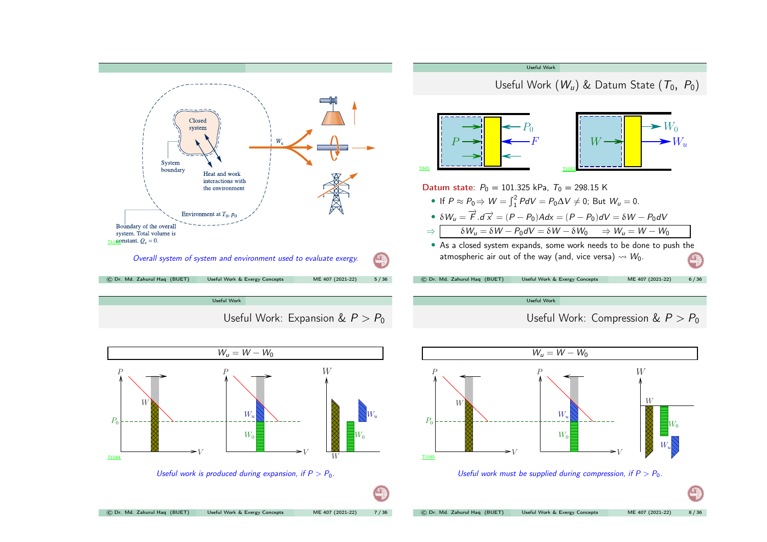Overall system of system and environment used to evaluate exergy.

## Useful Work ($W_u$) & Datum State ($T_0$, $P_0$)

**Datum state**: $P_0 = 101.325$ kPa, $T_0 = 298.15$ K

- If $P \approx P_0 \Rightarrow W = \int_1^2 PdV = P_0 \Delta V \neq 0$; But $W_u = 0$.
- $\delta W_u = \vec{F}.d\vec{x} = (P - P_0)Adx = (P - P_0)dV = \delta W - P_0 dV$

$\Rightarrow$ $$\delta W_u = \delta W - P_0 dV = \delta W - \delta W_0 \quad \Rightarrow W_u = W - W_0$$

- As a closed system expands, some work needs to be done to push the atmospheric air out of the way (and, vice versa) $\rightsquigarrow W_0$.

## Useful Work: Expansion & $P > P_0$

$$W_u = W - W_0$$

*Useful work is produced during expansion, if $P > P_0$.*

## Useful Work: Compression & $P > P_0$

$$W_u = W - W_0$$

*Useful work must be supplied during compression, if $P > P_0$.*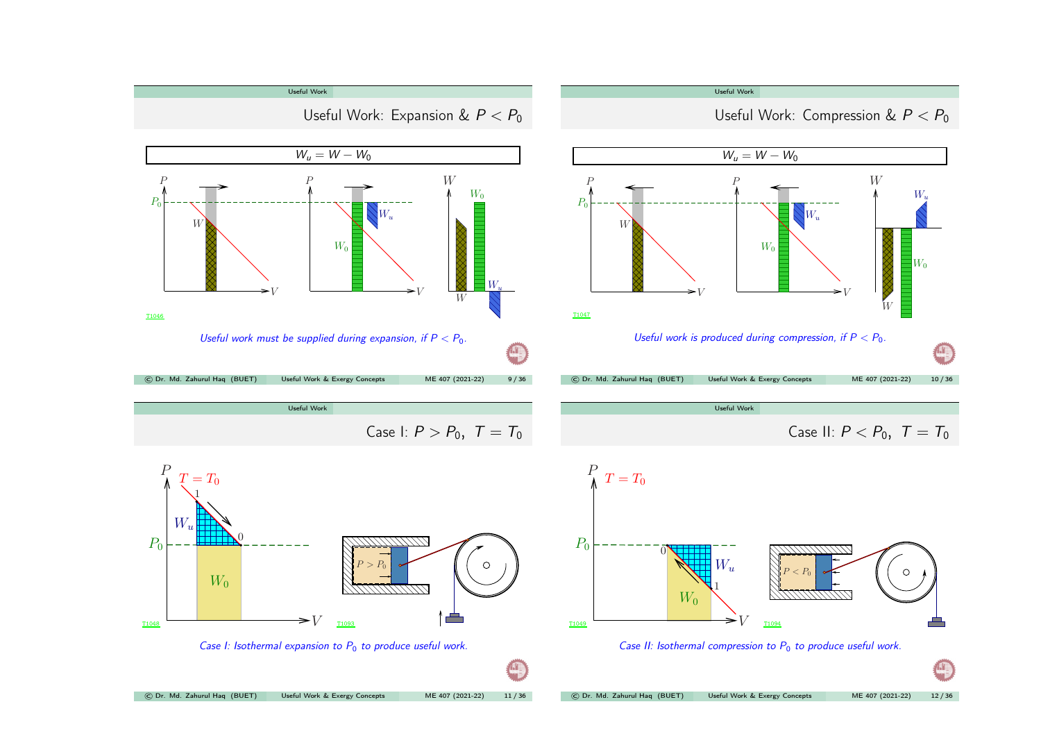## Useful Work: Expansion & $P < P_0$

$$W_u = W - W_0$$

*Useful work must be supplied during expansion, if $P < P_0$.*

## Useful Work: Compression & $P < P_0$

$$W_u = W - W_0$$

*Useful work is produced during compression, if $P < P_0$.*

## Case I: $P > P_0, \;\; T = T_0$

*Case I: Isothermal expansion to $P_0$ to produce useful work.*

## Case II: $P < P_0, \;\; T = T_0$

*Case II: Isothermal compression to $P_0$ to produce useful work.*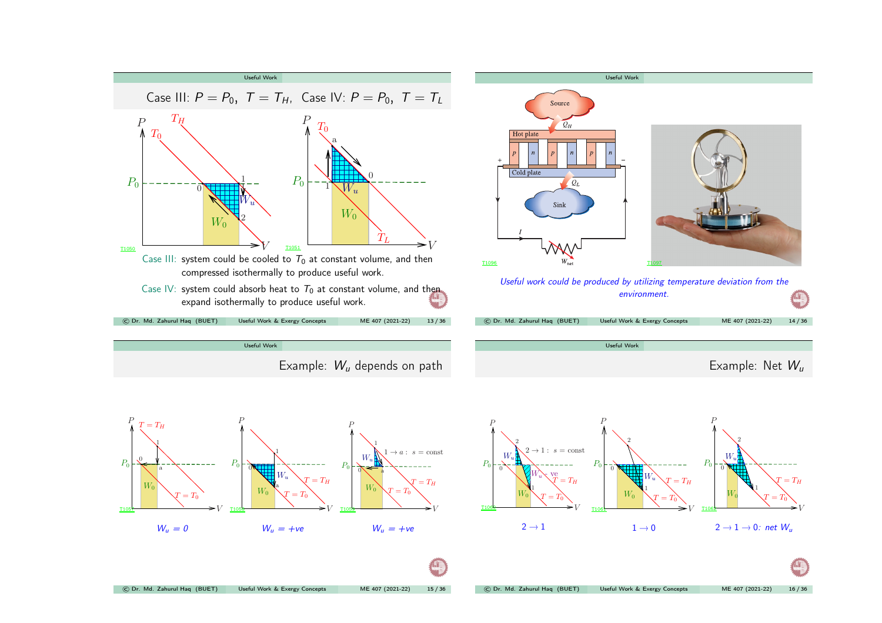## Case III: $P = P_0,\ T = T_H$, Case IV: $P = P_0,\ T = T_L$

Case III: system could be cooled to $T_0$ at constant volume, and then compressed isothermally to produce useful work.

Case IV: system could absorb heat to $T_0$ at constant volume, and then expand isothermally to produce useful work.

## Useful Work

*Useful work could be produced by utilizing temperature deviation from the environment.*

## Example: $W_u$ depends on path

$W_u = 0$

$W_u = +ve$

$W_u = +ve$

## Example: Net $W_u$

$2 \rightarrow 1$

$1 \rightarrow 0$

$2 \rightarrow 1 \rightarrow 0$: *net* $W_u$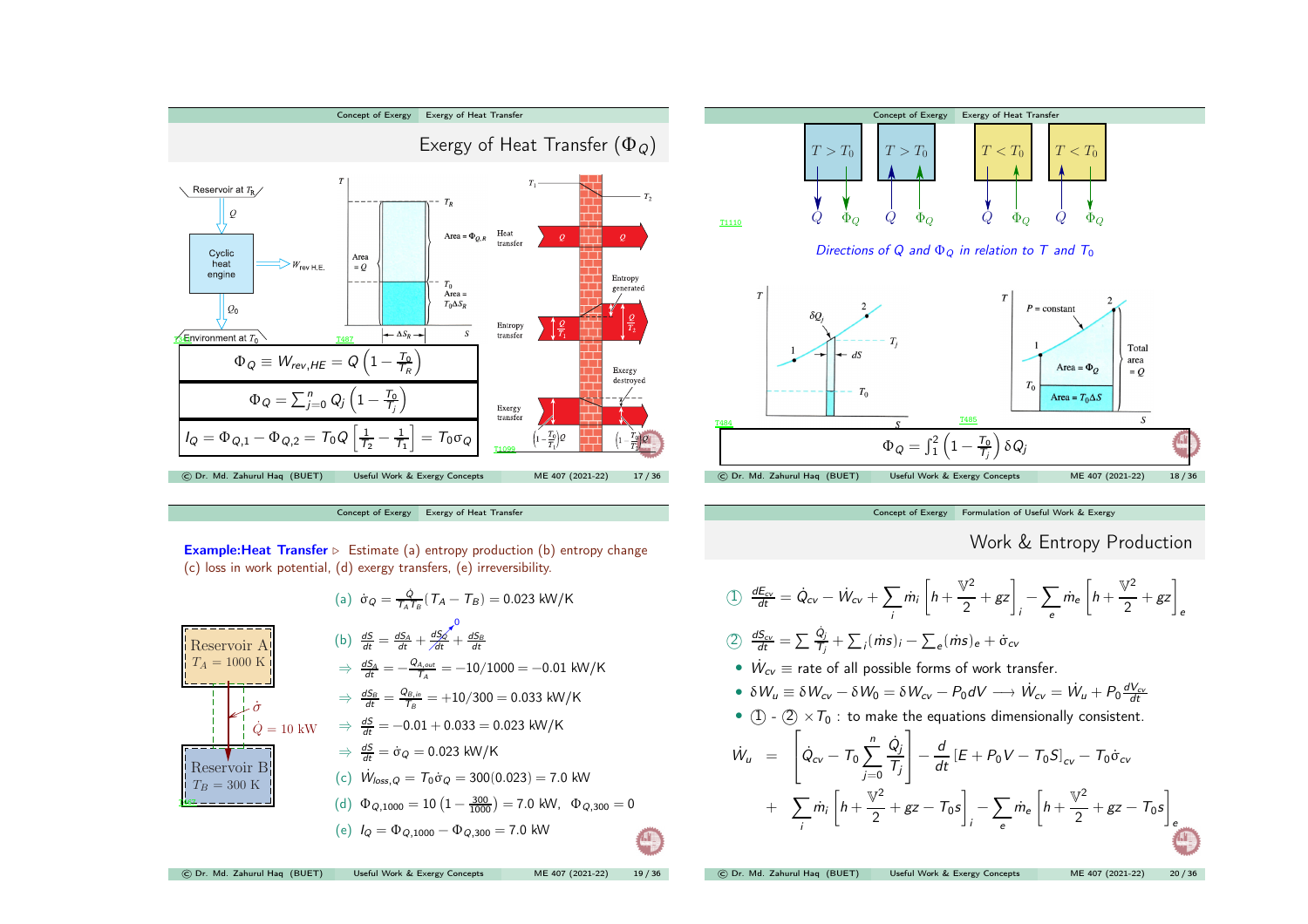## Exergy of Heat Transfer ($\Phi_Q$)

Reservoir at $T_R$

$Q$

Cyclic heat engine → $W_{rev\,H.E.}$

$Q_0$

Environment at $T_0$

Area $= \Phi_{Q,R}$; Area $= Q$; Area $= T_0 \Delta S_R$; $\Delta S_R$

Heat transfer; Entropy transfer; Entropy generated; Exergy transfer; Exergy destroyed

$$\Phi_Q \equiv W_{rev,HE} = Q\left(1 - \frac{T_0}{T_R}\right)$$

$$\Phi_Q = \sum_{j=0}^{n} Q_j \left(1 - \frac{T_0}{T_j}\right)$$

$$I_Q = \Phi_{Q,1} - \Phi_{Q,2} = T_0 Q\left[\frac{1}{T_2} - \frac{1}{T_1}\right] = T_0 \sigma_Q$$

---

$T > T_0$, $T > T_0$, $T < T_0$, $T < T_0$ — $Q$, $\Phi_Q$

*Directions of Q and $\Phi_Q$ in relation to $T$ and $T_0$*

$P$ = constant; Area $= \Phi_Q$; Area $= T_0 \Delta S$; Total area $= Q$

$$\Phi_Q = \int_1^2 \left(1 - \frac{T_0}{T_j}\right)\delta Q_j$$

---

**Example: Heat Transfer** ▷ Estimate (a) entropy production (b) entropy change (c) loss in work potential, (d) exergy transfers, (e) irreversibility.

Reservoir A, $T_A = 1000$ K; $\dot{Q} = 10$ kW; $\dot{\sigma}$; Reservoir B, $T_B = 300$ K

(a) $\dot{\sigma}_Q = \frac{\dot{Q}}{T_A T_B}(T_A - T_B) = 0.023$ kW/K

(b) $\frac{dS}{dt} = \frac{dS_A}{dt} + \frac{dS_Q}{dt} + \frac{dS_B}{dt}$ (with $\frac{dS_Q}{dt} = 0$)

$\Rightarrow \frac{dS_A}{dt} = -\frac{Q_{A,out}}{T_A} = -10/1000 = -0.01$ kW/K

$\Rightarrow \frac{dS_B}{dt} = \frac{Q_{B,in}}{T_B} = +10/300 = 0.033$ kW/K

$\Rightarrow \frac{dS}{dt} = -0.01 + 0.033 = 0.023$ kW/K

$\Rightarrow \frac{dS}{dt} = \dot{\sigma}_Q = 0.023$ kW/K

(c) $\dot{W}_{loss,Q} = T_0 \dot{\sigma}_Q = 300(0.023) = 7.0$ kW

(d) $\Phi_{Q,1000} = 10\left(1 - \frac{300}{1000}\right) = 7.0$ kW, $\Phi_{Q,300} = 0$

(e) $I_Q = \Phi_{Q,1000} - \Phi_{Q,300} = 7.0$ kW

---

## Work & Entropy Production

① $\frac{dE_{cv}}{dt} = \dot{Q}_{cv} - \dot{W}_{cv} + \sum_i \dot{m}_i\left[h + \frac{\mathbb{V}^2}{2} + gz\right]_i - \sum_e \dot{m}_e\left[h + \frac{\mathbb{V}^2}{2} + gz\right]_e$

② $\frac{dS_{cv}}{dt} = \sum \frac{\dot{Q}_j}{T_j} + \sum_i (\dot{m}s)_i - \sum_e (\dot{m}s)_e + \dot{\sigma}_{cv}$

- $\dot{W}_{cv} \equiv$ rate of all possible forms of work transfer.
- $\delta W_u \equiv \delta W_{cv} - \delta W_0 = \delta W_{cv} - P_0 dV \longrightarrow \dot{W}_{cv} = \dot{W}_u + P_0 \frac{dV_{cv}}{dt}$
- ① - ② $\times T_0$ : to make the equations dimensionally consistent.

$$\dot{W}_u = \left[\dot{Q}_{cv} - T_0 \sum_{j=0}^{n} \frac{\dot{Q}_j}{T_j}\right] - \frac{d}{dt}\left[E + P_0 V - T_0 S\right]_{cv} - T_0 \dot{\sigma}_{cv} + \sum_i \dot{m}_i\left[h + \frac{\mathbb{V}^2}{2} + gz - T_0 s\right]_i - \sum_e \dot{m}_e\left[h + \frac{\mathbb{V}^2}{2} + gz - T_0 s\right]_e$$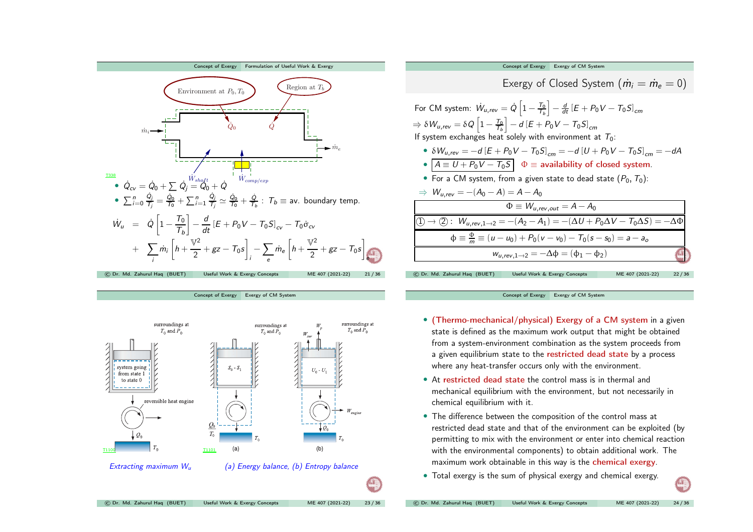## Formulation of Useful Work & Exergy

Environment at $P_0, T_0$

Region at $T_b$

$\dot{m}_i$, $\dot{Q}_0$, $\dot{Q}$, $\dot{m}_e$, $\dot{W}_{shaft}$, $\dot{W}_{comp/exp}$

- $\dot{Q}_{cv} = \dot{Q}_0 + \sum \dot{Q}_j = \dot{Q}_0 + \dot{Q}$
- $\sum_{i=0}^{n} \frac{\dot{Q}_j}{T_j} = \frac{\dot{Q}_0}{T_0} + \sum_{i=1}^{n} \frac{\dot{Q}_j}{T_j} \simeq \frac{\dot{Q}_0}{T_0} + \frac{\dot{Q}}{T_b}$ : $T_b \equiv$ av. boundary temp.

$$\dot{W}_u = \dot{Q}\left[1 - \frac{T_0}{T_b}\right] - \frac{d}{dt}\left[E + P_0 V - T_0 S\right]_{cv} - T_0 \dot{\sigma}_{cv} + \sum_i \dot{m}_i \left[h + \frac{\mathbb{V}^2}{2} + gz - T_0 s\right]_i - \sum_e \dot{m}_e \left[h + \frac{\mathbb{V}^2}{2} + gz - T_0 s\right]_e$$

## Exergy of Closed System ($\dot{m}_i = \dot{m}_e = 0$)

For CM system: $\dot{W}_{u,rev} = \dot{Q}\left[1 - \frac{T_0}{T_b}\right] - \frac{d}{dt}\left[E + P_0 V - T_0 S\right]_{cm}$

$\Rightarrow \delta W_{u,rev} = \delta Q \left[1 - \frac{T_0}{T_b}\right] - d\left[E + P_0 V - T_0 S\right]_{cm}$

If system exchanges heat solely with environment at $T_0$:

- $\delta W_{u,rev} = -d\left[E + P_0 V - T_0 S\right]_{cm} = -d\left[U + P_0 V - T_0 S\right]_{cm} = -dA$
- $A \equiv U + P_0 V - T_0 S$ $\quad \Phi \equiv$ **availability of closed system.**
- For a CM system, from a given state to dead state $(P_0, T_0)$:

$\Rightarrow W_{u,rev} = -(A_0 - A) = A - A_0$

$$\Phi \equiv W_{u,rev,out} = A - A_0$$

$$① \rightarrow ② : \; W_{u,rev,1\rightarrow 2} = -(A_2 - A_1) = -(\Delta U + P_0 \Delta V - T_0 \Delta S) = -\Delta\Phi$$

$$\phi \equiv \frac{\Phi}{m} \equiv (u - u_0) + P_0(v - v_0) - T_0(s - s_0) = a - a_o$$

$$w_{u,rev,1\rightarrow 2} = -\Delta\phi = (\phi_1 - \phi_2)$$

## Exergy of CM System

surroundings at $T_0$ and $P_0$; system going from state 1 to state 0; reversible heat engine; $Q_0$; $T_0$

*Extracting maximum $W_u$*

(a) $S_0 - S_1$, $Q_0$, $T_0$; (b) $U_0 - U_1$, $W_p$, $W_{sur}$, $W_{engine}$, $Q_0$, $T_0$

*(a) Energy balance, (b) Entropy balance*

## Exergy of CM System

- **(Thermo-mechanical/physical) Exergy of a CM system** in a given state is defined as the maximum work output that might be obtained from a system-environment combination as the system proceeds from a given equilibrium state to the **restricted dead state** by a process where any heat-transfer occurs only with the environment.
- At **restricted dead state** the control mass is in thermal and mechanical equilibrium with the environment, but not necessarily in chemical equilibrium with it.
- The difference between the composition of the control mass at restricted dead state and that of the environment can be exploited (by permitting to mix with the environment or enter into chemical reaction with the environmental components) to obtain additional work. The maximum work obtainable in this way is the **chemical exergy**.
- Total exergy is the sum of physical exergy and chemical exergy.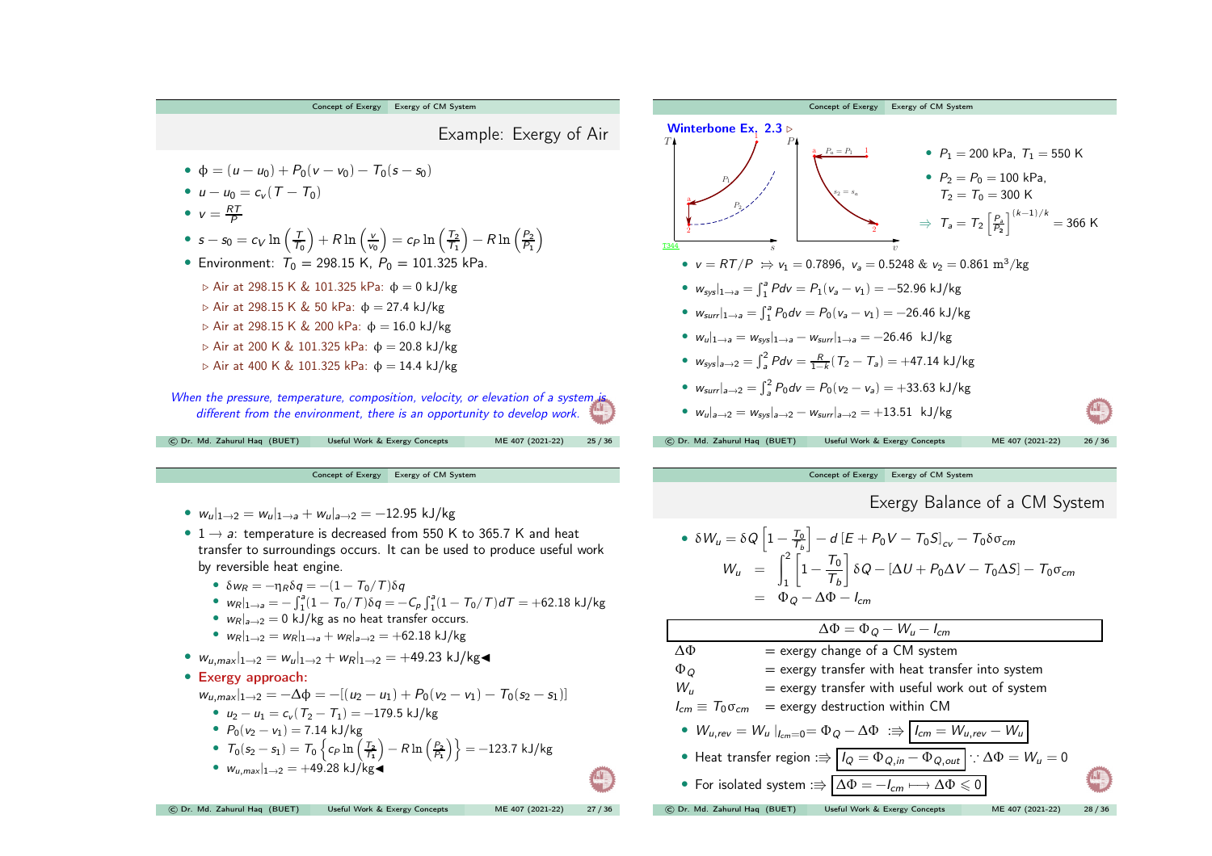## Example: Exergy of Air

- $\phi = (u - u_0) + P_0(v - v_0) - T_0(s - s_0)$
- $u - u_0 = c_v(T - T_0)$
- $v = \frac{RT}{P}$
- $s - s_0 = c_V \ln\left(\frac{T}{T_0}\right) + R\ln\left(\frac{v}{v_0}\right) = c_P \ln\left(\frac{T_2}{T_1}\right) - R\ln\left(\frac{P_2}{P_1}\right)$
- Environment: $T_0 = 298.15$ K, $P_0 = 101.325$ kPa.
  - ▷ Air at 298.15 K & 101.325 kPa: $\phi = 0$ kJ/kg
  - ▷ Air at 298.15 K & 50 kPa: $\phi = 27.4$ kJ/kg
  - ▷ Air at 298.15 K & 200 kPa: $\phi = 16.0$ kJ/kg
  - ▷ Air at 200 K & 101.325 kPa: $\phi = 20.8$ kJ/kg
  - ▷ Air at 400 K & 101.325 kPa: $\phi = 14.4$ kJ/kg

*When the pressure, temperature, composition, velocity, or elevation of a system is different from the environment, there is an opportunity to develop work.*

## Winterbone Ex. 2.3 ▷

- $P_1 = 200$ kPa, $T_1 = 550$ K
- $P_2 = P_0 = 100$ kPa, $T_2 = T_0 = 300$ K

$\Rightarrow T_a = T_2\left[\frac{P_a}{P_2}\right]^{(k-1)/k} = 366$ K

- $v = RT/P \Rightarrow v_1 = 0.7896$, $v_a = 0.5248$ & $v_2 = 0.861$ m$^3$/kg
- $w_{sys}|_{1\to a} = \int_1^a P dv = P_1(v_a - v_1) = -52.96$ kJ/kg
- $w_{surr}|_{1\to a} = \int_1^a P_0 dv = P_0(v_a - v_1) = -26.46$ kJ/kg
- $w_u|_{1\to a} = w_{sys}|_{1\to a} - w_{surr}|_{1\to a} = -26.46$ kJ/kg
- $w_{sys}|_{a\to 2} = \int_a^2 P dv = \frac{R}{1-k}(T_2 - T_a) = +47.14$ kJ/kg
- $w_{surr}|_{a\to 2} = \int_a^2 P_0 dv = P_0(v_2 - v_a) = +33.63$ kJ/kg
- $w_u|_{a\to 2} = w_{sys}|_{a\to 2} - w_{surr}|_{a\to 2} = +13.51$ kJ/kg

---

- $w_u|_{1\to 2} = w_u|_{1\to a} + w_u|_{a\to 2} = -12.95$ kJ/kg
- $1 \to a$: temperature is decreased from 550 K to 365.7 K and heat transfer to surroundings occurs. It can be used to produce useful work by reversible heat engine.
  - $\delta w_R = -\eta_R \delta q = -(1 - T_0/T)\delta q$
  - $w_R|_{1\to a} = -\int_1^a (1 - T_0/T)\delta q = -C_p \int_1^a (1 - T_0/T)dT = +62.18$ kJ/kg
  - $w_R|_{a\to 2} = 0$ kJ/kg as no heat transfer occurs.
  - $w_R|_{1\to 2} = w_R|_{1\to a} + w_R|_{a\to 2} = +62.18$ kJ/kg
- $w_{u,max}|_{1\to 2} = w_u|_{1\to 2} + w_R|_{1\to 2} = +49.23$ kJ/kg◀
- **Exergy approach:**

  $w_{u,max}|_{1\to 2} = -\Delta\phi = -[(u_2 - u_1) + P_0(v_2 - v_1) - T_0(s_2 - s_1)]$
  - $u_2 - u_1 = c_v(T_2 - T_1) = -179.5$ kJ/kg
  - $P_0(v_2 - v_1) = 7.14$ kJ/kg
  - $T_0(s_2 - s_1) = T_0\left\{c_P \ln\left(\frac{T_2}{T_1}\right) - R\ln\left(\frac{P_2}{P_1}\right)\right\} = -123.7$ kJ/kg
  - $w_{u,max}|_{1\to 2} = +49.28$ kJ/kg◀

## Exergy Balance of a CM System

- $\delta W_u = \delta Q\left[1 - \frac{T_0}{T_b}\right] - d\left[E + P_0 V - T_0 S\right]_{cv} - T_0\delta\sigma_{cm}$

$$W_u = \int_1^2 \left[1 - \frac{T_0}{T_b}\right]\delta Q - [\Delta U + P_0\Delta V - T_0\Delta S] - T_0\sigma_{cm} = \Phi_Q - \Delta\Phi - I_{cm}$$

$$\boxed{\Delta\Phi = \Phi_Q - W_u - I_{cm}}$$

| | |
|---|---|
| $\Delta\Phi$ | = exergy change of a CM system |
| $\Phi_Q$ | = exergy transfer with heat transfer into system |
| $W_u$ | = exergy transfer with useful work out of system |
| $I_{cm} \equiv T_0\sigma_{cm}$ | = exergy destruction within CM |

- $W_{u,rev} = W_u|_{I_{cm}=0} = \Phi_Q - \Delta\Phi \;:\Rightarrow \boxed{I_{cm} = W_{u,rev} - W_u}$
- Heat transfer region $:\Rightarrow \boxed{I_Q = \Phi_{Q,in} - \Phi_{Q,out}} \because \Delta\Phi = W_u = 0$
- For isolated system $:\Rightarrow \boxed{\Delta\Phi = -I_{cm} \longmapsto \Delta\Phi \leqslant 0}$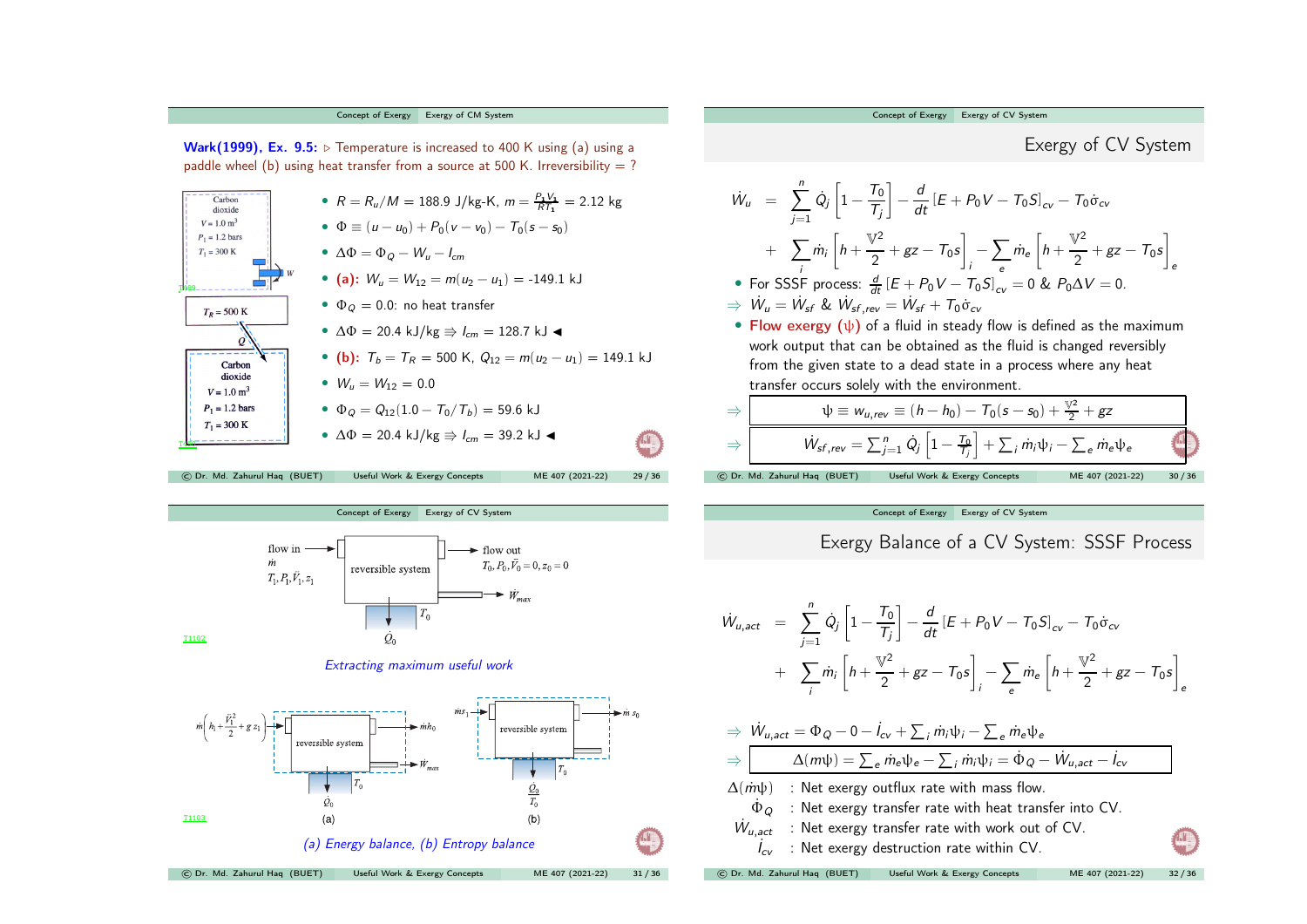**Wark(1999), Ex. 9.5:** ▷ Temperature is increased to 400 K using (a) using a paddle wheel (b) using heat transfer from a source at 500 K. Irreversibility = ?

Carbon dioxide, $V = 1.0\ m^3$, $P_1 = 1.2$ bars, $T_1 = 300$ K, $W$

$T_R = 500$ K, $Q$

Carbon dioxide, $V = 1.0\ m^3$, $P_1 = 1.2$ bars, $T_1 = 300$ K

- $R = R_u/M = 188.9$ J/kg-K, $m = \frac{P_1 V_1}{R T_1} = 2.12$ kg
- $\Phi \equiv (u - u_0) + P_0(v - v_0) - T_0(s - s_0)$
- $\Delta\Phi = \Phi_Q - W_u - I_{cm}$
- **(a):** $W_u = W_{12} = m(u_2 - u_1) =$ -149.1 kJ
- $\Phi_Q = 0.0$: no heat transfer
- $\Delta\Phi = 20.4$ kJ/kg $\Rrightarrow I_{cm} = 128.7$ kJ ◀
- **(b):** $T_b = T_R = 500$ K, $Q_{12} = m(u_2 - u_1) = 149.1$ kJ
- $W_u = W_{12} = 0.0$
- $\Phi_Q = Q_{12}(1.0 - T_0/T_b) = 59.6$ kJ
- $\Delta\Phi = 20.4$ kJ/kg $\Rrightarrow I_{cm} = 39.2$ kJ ◀

## Exergy of CV System

$$\dot{W}_u = \sum_{j=1}^{n} \dot{Q}_j \left[1 - \frac{T_0}{T_j}\right] - \frac{d}{dt}\left[E + P_0 V - T_0 S\right]_{cv} - T_0 \dot{\sigma}_{cv} + \sum_i \dot{m}_i \left[h + \frac{\mathbb{V}^2}{2} + gz - T_0 s\right]_i - \sum_e \dot{m}_e \left[h + \frac{\mathbb{V}^2}{2} + gz - T_0 s\right]_e$$

- For SSSF process: $\frac{d}{dt}\left[E + P_0 V - T_0 S\right]_{cv} = 0$ & $P_0 \Delta V = 0$.

$\Rightarrow \dot{W}_u = \dot{W}_{sf}$ & $\dot{W}_{sf,rev} = \dot{W}_{sf} + T_0 \dot{\sigma}_{cv}$

- **Flow exergy** ($\psi$) of a fluid in steady flow is defined as the maximum work output that can be obtained as the fluid is changed reversibly from the given state to a dead state in a process where any heat transfer occurs solely with the environment.

$$\Rightarrow \quad \psi \equiv w_{u,rev} \equiv (h - h_0) - T_0(s - s_0) + \frac{\mathbb{V}^2}{2} + gz$$

$$\Rightarrow \quad \dot{W}_{sf,rev} = \sum_{j=1}^{n} \dot{Q}_j \left[1 - \frac{T_0}{T_j}\right] + \sum_i \dot{m}_i \psi_i - \sum_e \dot{m}_e \psi_e$$

flow in $\dot{m}$, $T_1, P_1, \vec{V}_1, z_1$ → reversible system → flow out $T_0, P_0, \vec{V}_0 = 0, z_0 = 0$; $\dot{W}_{max}$; $T_0$, $\dot{Q}_0$

*Extracting maximum useful work*

(a) $\dot{m}\left(h_1 + \frac{\vec{V}_1^2}{2} + g z_1\right)$ → reversible system → $\dot{m} h_0$; $\dot{W}_{max}$; $T_0$, $\dot{Q}_0$

(b) $\dot{m} s_1$ → reversible system → $\dot{m} s_0$; $T_0$, $\frac{\dot{Q}_0}{T_0}$

*(a) Energy balance, (b) Entropy balance*

## Exergy Balance of a CV System: SSSF Process

$$\dot{W}_{u,act} = \sum_{j=1}^{n} \dot{Q}_j \left[1 - \frac{T_0}{T_j}\right] - \frac{d}{dt}\left[E + P_0 V - T_0 S\right]_{cv} - T_0 \dot{\sigma}_{cv} + \sum_i \dot{m}_i \left[h + \frac{\mathbb{V}^2}{2} + gz - T_0 s\right]_i - \sum_e \dot{m}_e \left[h + \frac{\mathbb{V}^2}{2} + gz - T_0 s\right]_e$$

$$\Rightarrow \dot{W}_{u,act} = \dot{\Phi}_Q - 0 - \dot{I}_{cv} + \sum_i \dot{m}_i \psi_i - \sum_e \dot{m}_e \psi_e$$

$$\Rightarrow \quad \Delta(m\psi) = \sum_e \dot{m}_e \psi_e - \sum_i \dot{m}_i \psi_i = \dot{\Phi}_Q - \dot{W}_{u,act} - \dot{I}_{cv}$$

- $\Delta(\dot{m}\psi)$ : Net exergy outflux rate with mass flow.
- $\dot{\Phi}_Q$ : Net exergy transfer rate with heat transfer into CV.
- $\dot{W}_{u,act}$ : Net exergy transfer rate with work out of CV.
- $\dot{I}_{cv}$ : Net exergy destruction rate within CV.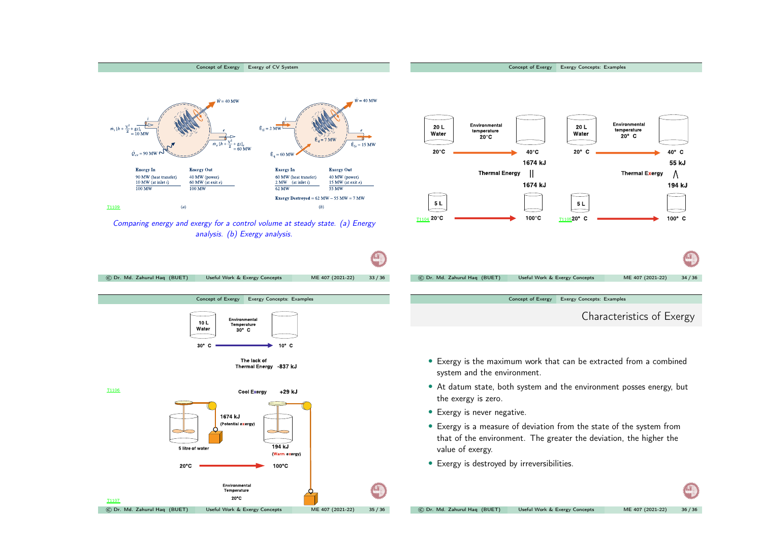## Exergy of CV System

$\dot{W} = 40$ MW

$\dot{m}_i \left[h + \frac{V^2}{2} + gz\right]_i = 10$ MW

$\dot{m}_e \left[h + \frac{V^2}{2} + gz\right]_e = 60$ MW

$\dot{Q}_{cv} = 90$ MW

| Energy In | Energy Out |
|---|---|
| 90 MW (heat transfer) | 40 MW (power) |
| 10 MW (at inlet $i$) | 60 MW (at exit $e$) |
| 100 MW | 100 MW |

(a)

$\dot{W} = 40$ MW

$\dot{E}_{fi} = 2$ MW

$\dot{E}_d = 7$ MW

$\dot{E}_{fe} = 15$ MW

$\dot{E}_q = 60$ MW

| Exergy In | Exergy Out |
|---|---|
| 60 MW (heat transfer) | 40 MW (power) |
| 2 MW (at inlet $i$) | 15 MW (at exit $e$) |
| 62 MW | 55 MW |

Exergy Destroyed = 62 MW – 55 MW = 7 MW

(b)

T1109

*Comparing energy and exergy for a control volume at steady state. (a) Energy analysis. (b) Exergy analysis.*

## Exergy Concepts: Examples

20 L Water

Environmental temperature 20°C

20°C → 40°C

1674 kJ

Thermal Energy ||

1674 kJ

5 L

20°C → 100°C

T1104

20 L Water

Environmental temperature 20° C

20° C → 40° C

55 kJ

Thermal Exergy ∧

194 kJ

5 L

20° C → 100° C

T1105

## Exergy Concepts: Examples

10 L Water

Environmental Temperature 30° C

30° C → 10° C

The lack of Thermal Energy -837 kJ

Cool Exergy +29 kJ

T1106

1674 kJ (Potential exergy)

5 litre of water

194 kJ (Warm exergy)

20°C → 100°C

Environmental Temperature 20°C

T1107

## Exergy Concepts: Examples

### Characteristics of Exergy

- Exergy is the maximum work that can be extracted from a combined system and the environment.
- At datum state, both system and the environment posses energy, but the exergy is zero.
- Exergy is never negative.
- Exergy is a measure of deviation from the state of the system from that of the environment. The greater the deviation, the higher the value of exergy.
- Exergy is destroyed by irreversibilities.